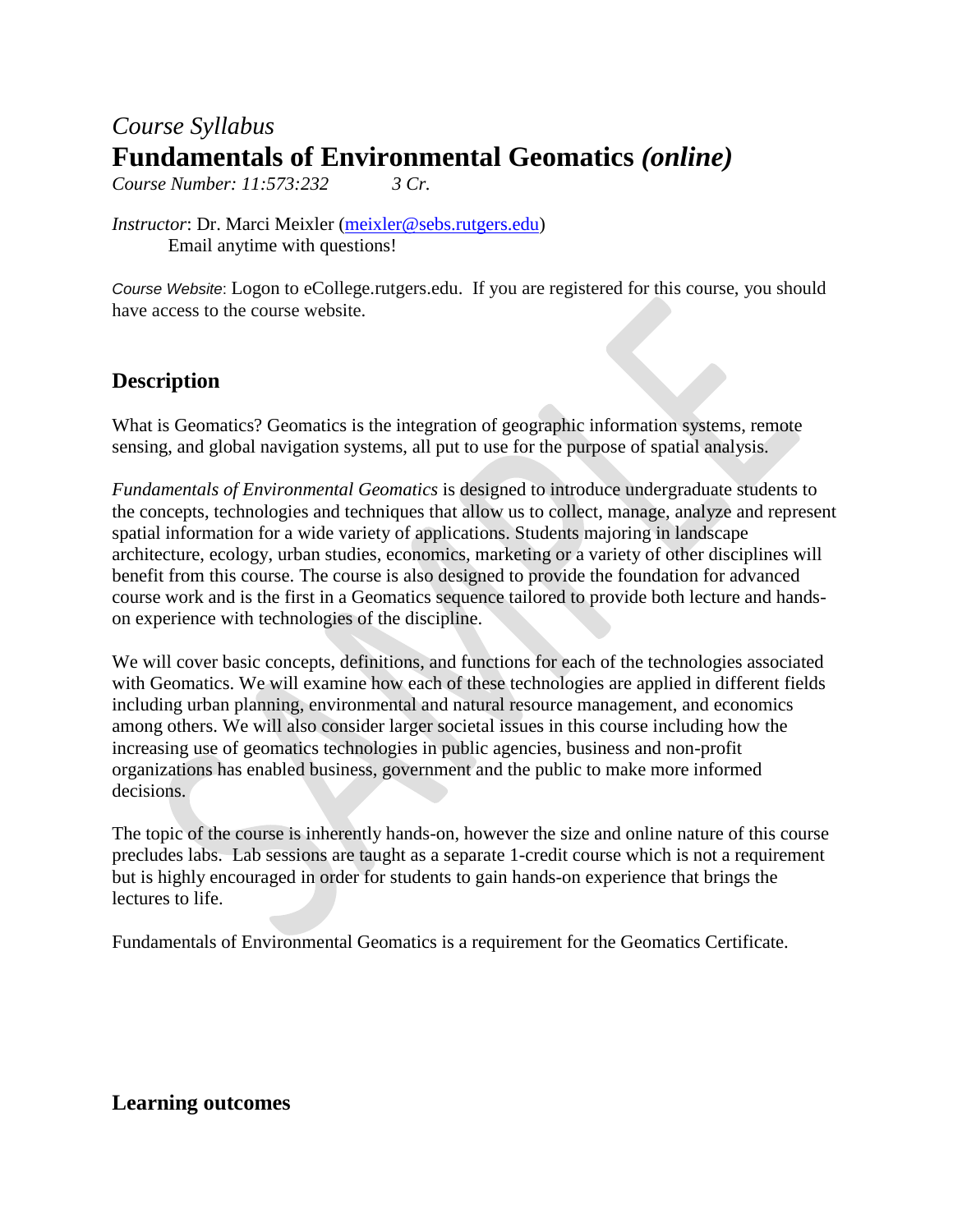*Course Syllabus*

# Fundamentals of Environmental Geomatics *(online)*

*Course Number: 11:573:232* *3 Cr.*

*Instructor*: Dr. Marci Meixler (meixler@sebs.rutgers.edu)
Email anytime with questions!

*Course Website*: Logon to eCollege.rutgers.edu. If you are registered for this course, you should have access to the course website.

## Description

What is Geomatics? Geomatics is the integration of geographic information systems, remote sensing, and global navigation systems, all put to use for the purpose of spatial analysis.

*Fundamentals of Environmental Geomatics* is designed to introduce undergraduate students to the concepts, technologies and techniques that allow us to collect, manage, analyze and represent spatial information for a wide variety of applications. Students majoring in landscape architecture, ecology, urban studies, economics, marketing or a variety of other disciplines will benefit from this course. The course is also designed to provide the foundation for advanced course work and is the first in a Geomatics sequence tailored to provide both lecture and hands-on experience with technologies of the discipline.

We will cover basic concepts, definitions, and functions for each of the technologies associated with Geomatics. We will examine how each of these technologies are applied in different fields including urban planning, environmental and natural resource management, and economics among others. We will also consider larger societal issues in this course including how the increasing use of geomatics technologies in public agencies, business and non-profit organizations has enabled business, government and the public to make more informed decisions.

The topic of the course is inherently hands-on, however the size and online nature of this course precludes labs. Lab sessions are taught as a separate 1-credit course which is not a requirement but is highly encouraged in order for students to gain hands-on experience that brings the lectures to life.

Fundamentals of Environmental Geomatics is a requirement for the Geomatics Certificate.

## Learning outcomes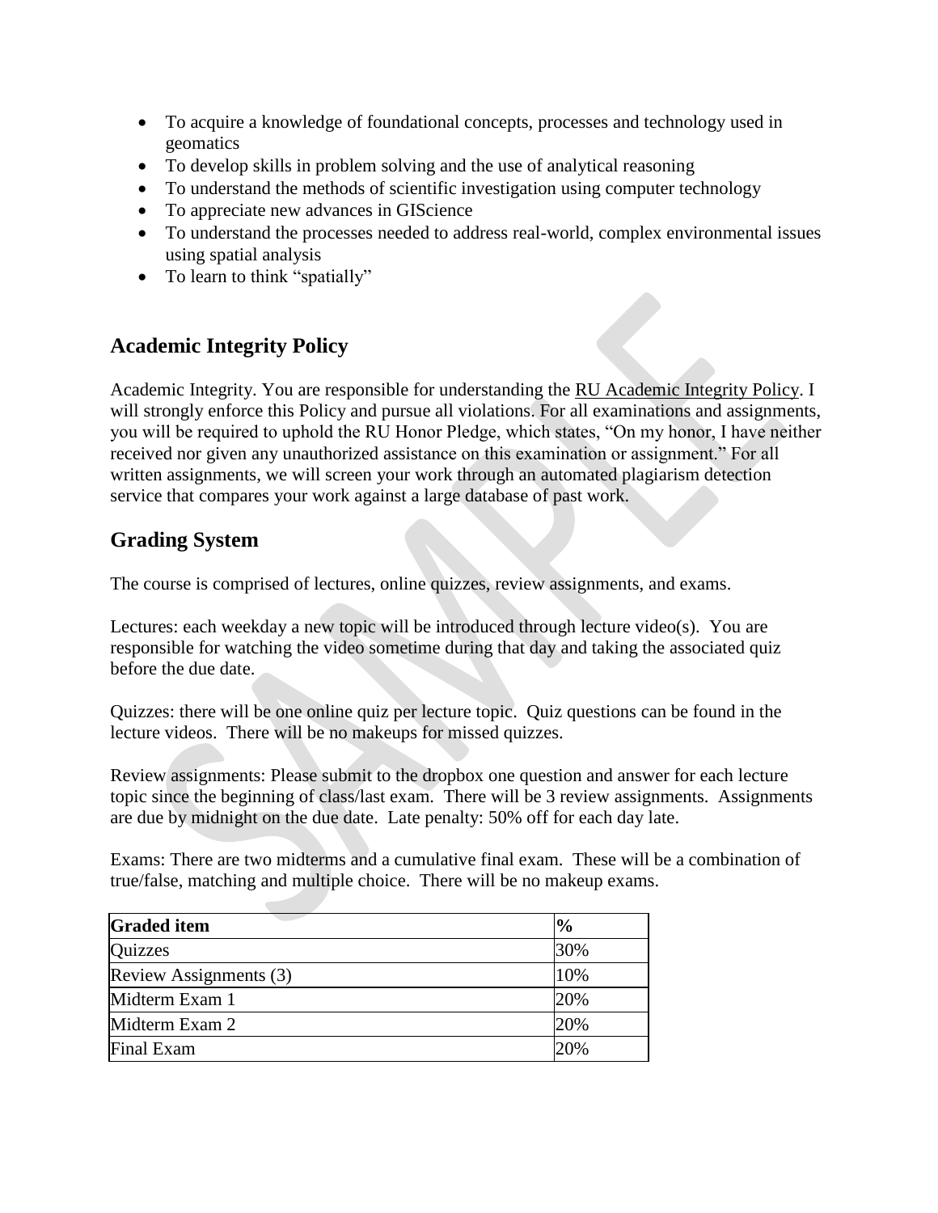- To acquire a knowledge of foundational concepts, processes and technology used in geomatics
- To develop skills in problem solving and the use of analytical reasoning
- To understand the methods of scientific investigation using computer technology
- To appreciate new advances in GIScience
- To understand the processes needed to address real-world, complex environmental issues using spatial analysis
- To learn to think "spatially"

## Academic Integrity Policy

Academic Integrity. You are responsible for understanding the RU Academic Integrity Policy. I will strongly enforce this Policy and pursue all violations. For all examinations and assignments, you will be required to uphold the RU Honor Pledge, which states, "On my honor, I have neither received nor given any unauthorized assistance on this examination or assignment." For all written assignments, we will screen your work through an automated plagiarism detection service that compares your work against a large database of past work.

## Grading System

The course is comprised of lectures, online quizzes, review assignments, and exams.

Lectures: each weekday a new topic will be introduced through lecture video(s). You are responsible for watching the video sometime during that day and taking the associated quiz before the due date.

Quizzes: there will be one online quiz per lecture topic. Quiz questions can be found in the lecture videos. There will be no makeups for missed quizzes.

Review assignments: Please submit to the dropbox one question and answer for each lecture topic since the beginning of class/last exam. There will be 3 review assignments. Assignments are due by midnight on the due date. Late penalty: 50% off for each day late.

Exams: There are two midterms and a cumulative final exam. These will be a combination of true/false, matching and multiple choice. There will be no makeup exams.

| **Graded item** | **%** |
|---|---|
| Quizzes | 30% |
| Review Assignments (3) | 10% |
| Midterm Exam 1 | 20% |
| Midterm Exam 2 | 20% |
| Final Exam | 20% |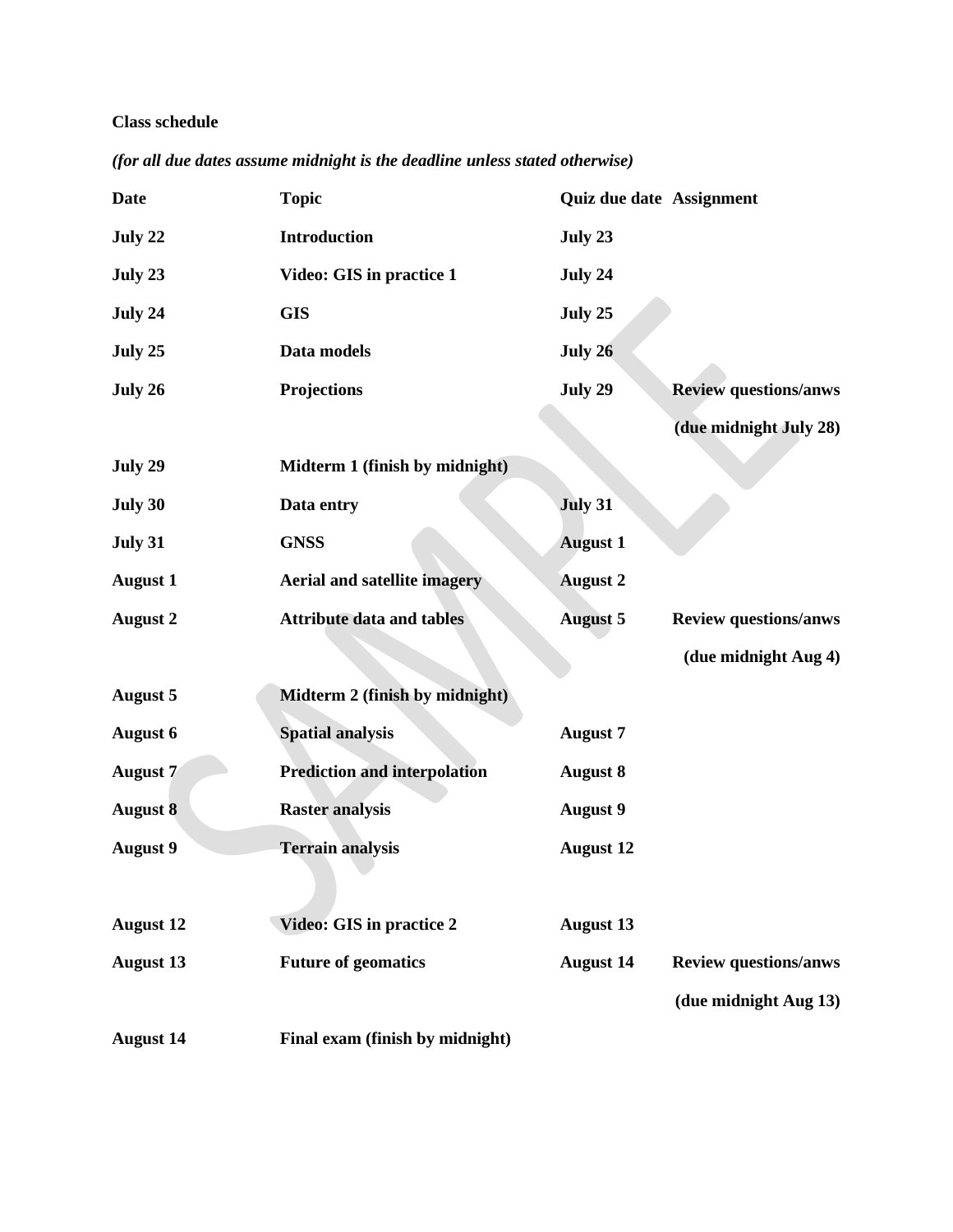**Class schedule**

***(for all due dates assume midnight is the deadline unless stated otherwise)***

| Date | Topic | Quiz due date | Assignment |
|---|---|---|---|
| July 22 | Introduction | July 23 | |
| July 23 | Video: GIS in practice 1 | July 24 | |
| July 24 | GIS | July 25 | |
| July 25 | Data models | July 26 | |
| July 26 | Projections | July 29 | Review questions/anws (due midnight July 28) |
| July 29 | Midterm 1 (finish by midnight) | | |
| July 30 | Data entry | July 31 | |
| July 31 | GNSS | August 1 | |
| August 1 | Aerial and satellite imagery | August 2 | |
| August 2 | Attribute data and tables | August 5 | Review questions/anws (due midnight Aug 4) |
| August 5 | Midterm 2 (finish by midnight) | | |
| August 6 | Spatial analysis | August 7 | |
| August 7 | Prediction and interpolation | August 8 | |
| August 8 | Raster analysis | August 9 | |
| August 9 | Terrain analysis | August 12 | |
| August 12 | Video: GIS in practice 2 | August 13 | |
| August 13 | Future of geomatics | August 14 | Review questions/anws (due midnight Aug 13) |
| August 14 | Final exam (finish by midnight) | | |